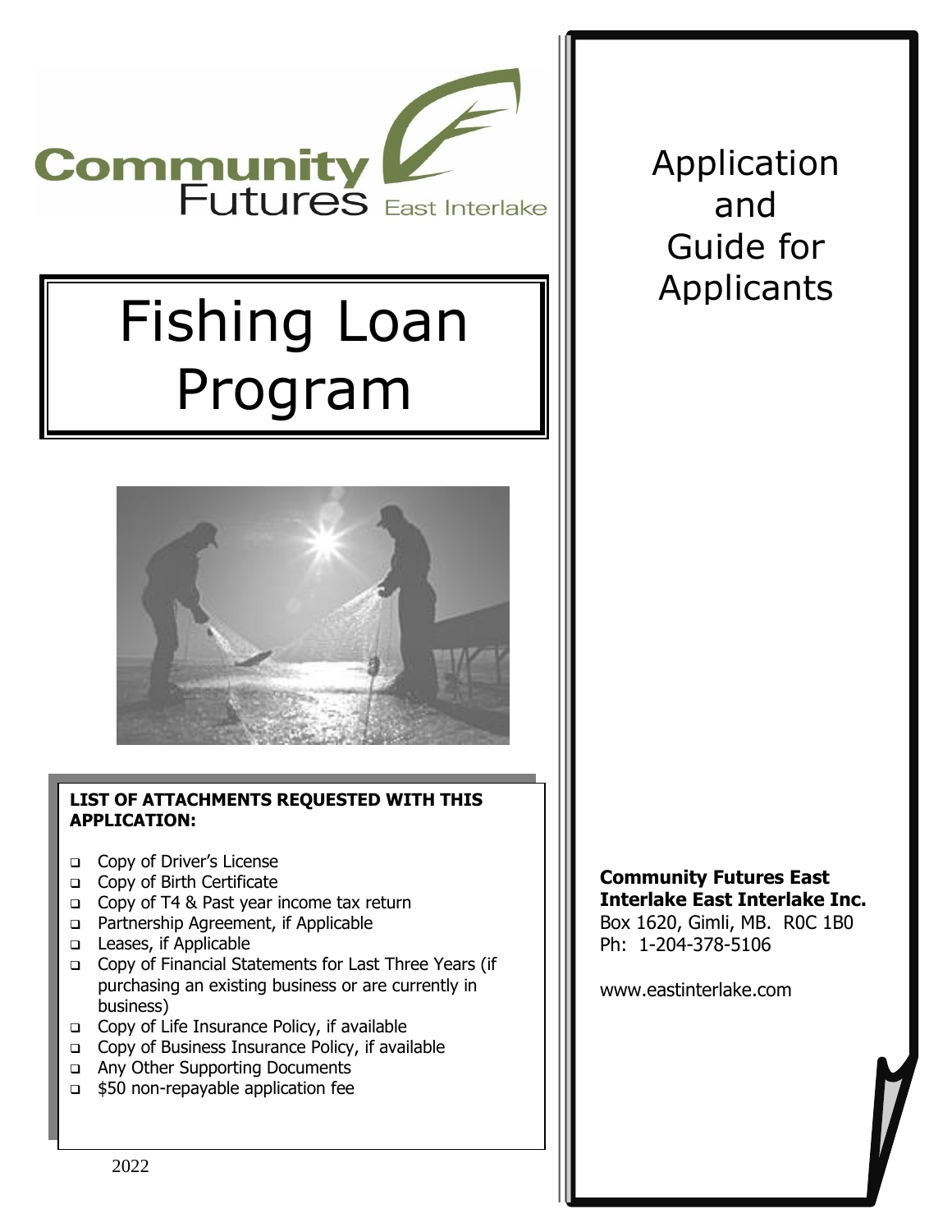Community Futures East Interlake

# Fishing Loan Program

**LIST OF ATTACHMENTS REQUESTED WITH THIS APPLICATION:**

- Copy of Driver's License
- Copy of Birth Certificate
- Copy of T4 & Past year income tax return
- Partnership Agreement, if Applicable
- Leases, if Applicable
- Copy of Financial Statements for Last Three Years (if purchasing an existing business or are currently in business)
- Copy of Life Insurance Policy, if available
- Copy of Business Insurance Policy, if available
- Any Other Supporting Documents
- $50 non-repayable application fee

2022

# Application and Guide for Applicants

**Community Futures East Interlake East Interlake Inc.**
Box 1620, Gimli, MB. R0C 1B0
Ph: 1-204-378-5106

www.eastinterlake.com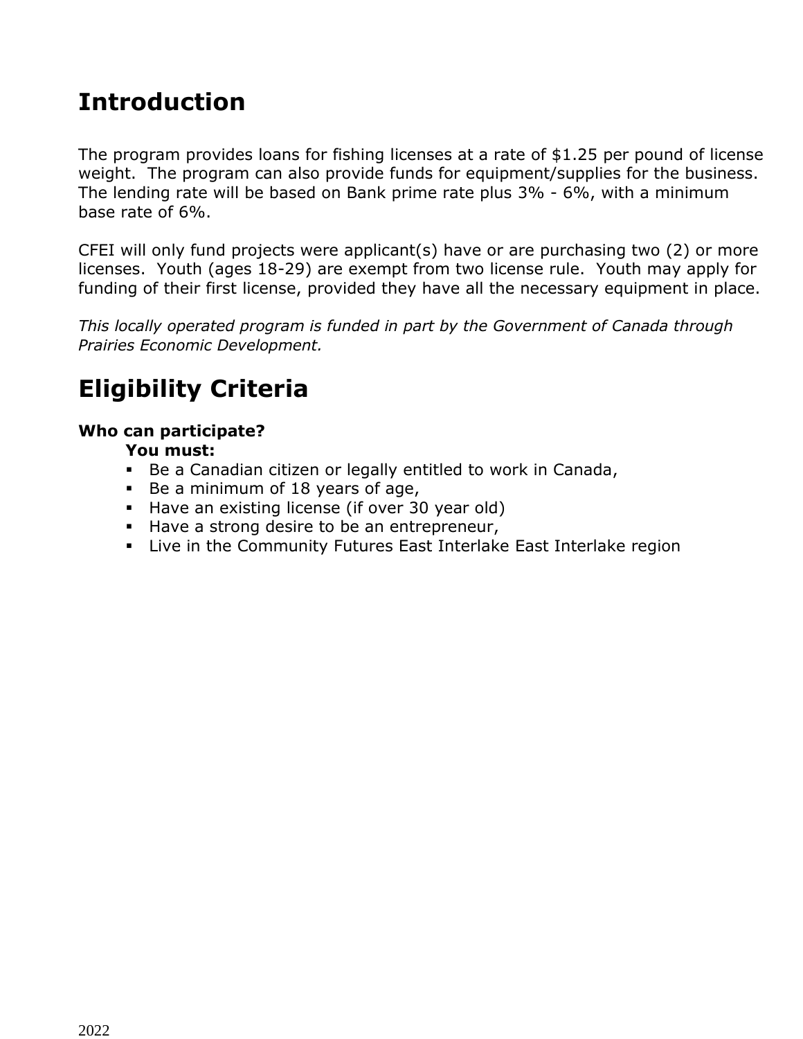# Introduction

The program provides loans for fishing licenses at a rate of $1.25 per pound of license weight.  The program can also provide funds for equipment/supplies for the business. The lending rate will be based on Bank prime rate plus 3% - 6%, with a minimum base rate of 6%.

CFEI will only fund projects were applicant(s) have or are purchasing two (2) or more licenses.  Youth (ages 18-29) are exempt from two license rule.  Youth may apply for funding of their first license, provided they have all the necessary equipment in place.

*This locally operated program is funded in part by the Government of Canada through Prairies Economic Development.*

# Eligibility Criteria

**Who can participate?**

**You must:**

- Be a Canadian citizen or legally entitled to work in Canada,
- Be a minimum of 18 years of age,
- Have an existing license (if over 30 year old)
- Have a strong desire to be an entrepreneur,
- Live in the Community Futures East Interlake East Interlake region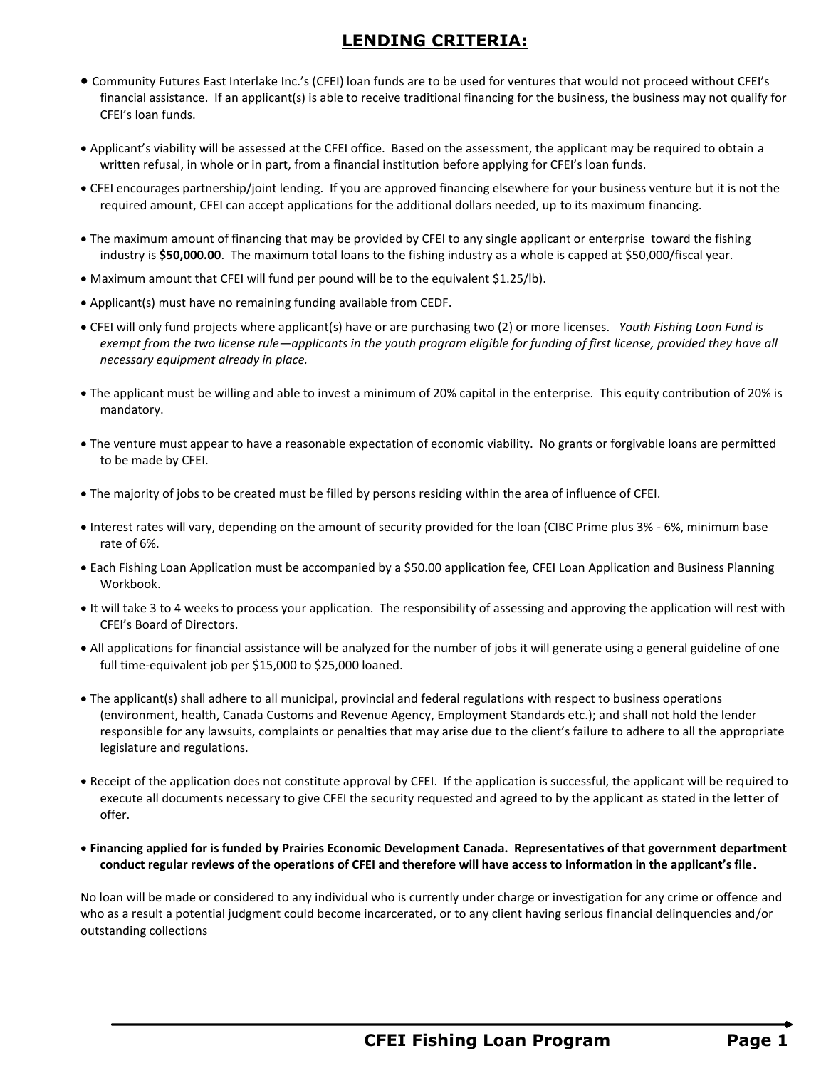# LENDING CRITERIA:

- Community Futures East Interlake Inc.'s (CFEI) loan funds are to be used for ventures that would not proceed without CFEI's financial assistance. If an applicant(s) is able to receive traditional financing for the business, the business may not qualify for CFEI's loan funds.

- Applicant's viability will be assessed at the CFEI office. Based on the assessment, the applicant may be required to obtain a written refusal, in whole or in part, from a financial institution before applying for CFEI's loan funds.

- CFEI encourages partnership/joint lending. If you are approved financing elsewhere for your business venture but it is not the required amount, CFEI can accept applications for the additional dollars needed, up to its maximum financing.

- The maximum amount of financing that may be provided by CFEI to any single applicant or enterprise toward the fishing industry is **$50,000.00**. The maximum total loans to the fishing industry as a whole is capped at $50,000/fiscal year.

- Maximum amount that CFEI will fund per pound will be to the equivalent $1.25/lb).

- Applicant(s) must have no remaining funding available from CEDF.

- CFEI will only fund projects where applicant(s) have or are purchasing two (2) or more licenses. *Youth Fishing Loan Fund is exempt from the two license rule—applicants in the youth program eligible for funding of first license, provided they have all necessary equipment already in place.*

- The applicant must be willing and able to invest a minimum of 20% capital in the enterprise. This equity contribution of 20% is mandatory.

- The venture must appear to have a reasonable expectation of economic viability. No grants or forgivable loans are permitted to be made by CFEI.

- The majority of jobs to be created must be filled by persons residing within the area of influence of CFEI.

- Interest rates will vary, depending on the amount of security provided for the loan (CIBC Prime plus 3% - 6%, minimum base rate of 6%.

- Each Fishing Loan Application must be accompanied by a $50.00 application fee, CFEI Loan Application and Business Planning Workbook.

- It will take 3 to 4 weeks to process your application. The responsibility of assessing and approving the application will rest with CFEI's Board of Directors.

- All applications for financial assistance will be analyzed for the number of jobs it will generate using a general guideline of one full time-equivalent job per $15,000 to $25,000 loaned.

- The applicant(s) shall adhere to all municipal, provincial and federal regulations with respect to business operations (environment, health, Canada Customs and Revenue Agency, Employment Standards etc.); and shall not hold the lender responsible for any lawsuits, complaints or penalties that may arise due to the client's failure to adhere to all the appropriate legislature and regulations.

- Receipt of the application does not constitute approval by CFEI. If the application is successful, the applicant will be required to execute all documents necessary to give CFEI the security requested and agreed to by the applicant as stated in the letter of offer.

- **Financing applied for is funded by Prairies Economic Development Canada. Representatives of that government department conduct regular reviews of the operations of CFEI and therefore will have access to information in the applicant's file.**

No loan will be made or considered to any individual who is currently under charge or investigation for any crime or offence and who as a result a potential judgment could become incarcerated, or to any client having serious financial delinquencies and/or outstanding collections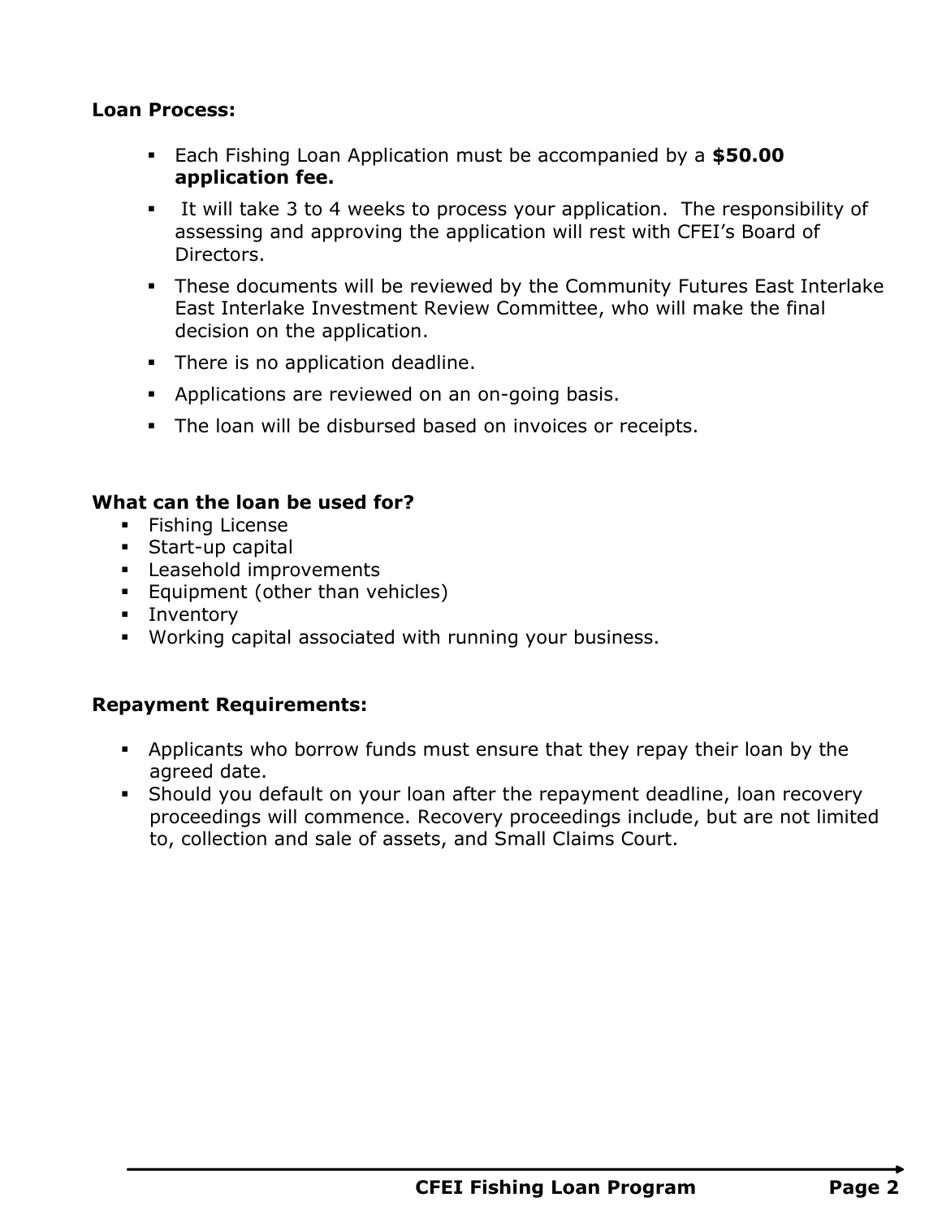**Loan Process:**

- Each Fishing Loan Application must be accompanied by a **$50.00 application fee.**
- It will take 3 to 4 weeks to process your application. The responsibility of assessing and approving the application will rest with CFEI's Board of Directors.
- These documents will be reviewed by the Community Futures East Interlake East Interlake Investment Review Committee, who will make the final decision on the application.
- There is no application deadline.
- Applications are reviewed on an on-going basis.
- The loan will be disbursed based on invoices or receipts.

**What can the loan be used for?**

- Fishing License
- Start-up capital
- Leasehold improvements
- Equipment (other than vehicles)
- Inventory
- Working capital associated with running your business.

**Repayment Requirements:**

- Applicants who borrow funds must ensure that they repay their loan by the agreed date.
- Should you default on your loan after the repayment deadline, loan recovery proceedings will commence. Recovery proceedings include, but are not limited to, collection and sale of assets, and Small Claims Court.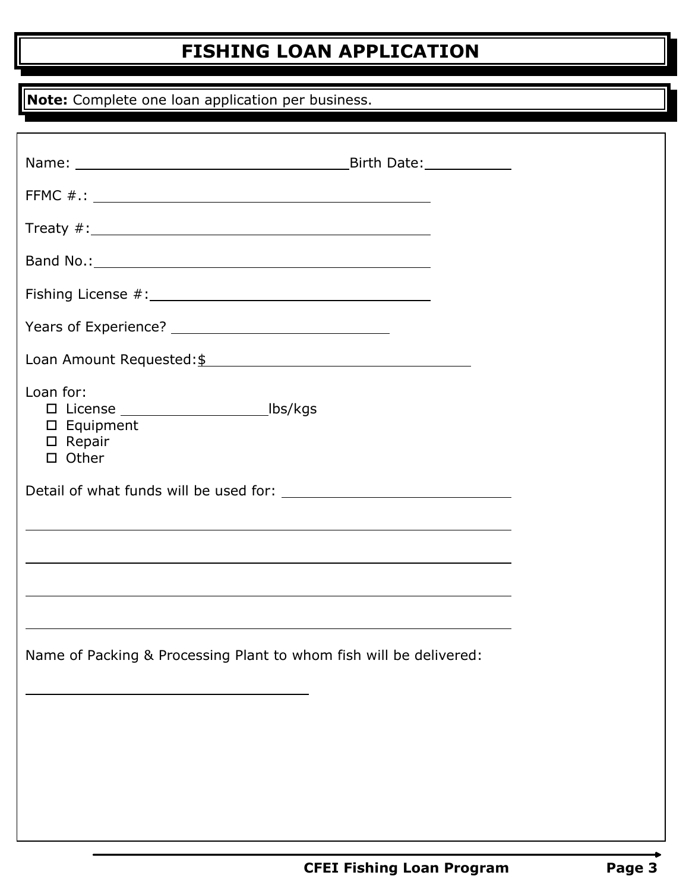# FISHING LOAN APPLICATION

**Note:** Complete one loan application per business.

Name: ______________________________ Birth Date: __________

FFMC #.: ______________________________

Treaty #: ______________________________

Band No.: ______________________________

Fishing License #: ______________________________

Years of Experience? ______________________

Loan Amount Requested: $______________________________

Loan for:

- ☐ License ________________ lbs/kgs
- ☐ Equipment
- ☐ Repair
- ☐ Other

Detail of what funds will be used for: ______________________________

______________________________________________________________

______________________________________________________________

______________________________________________________________

______________________________________________________________

Name of Packing & Processing Plant to whom fish will be delivered:

______________________________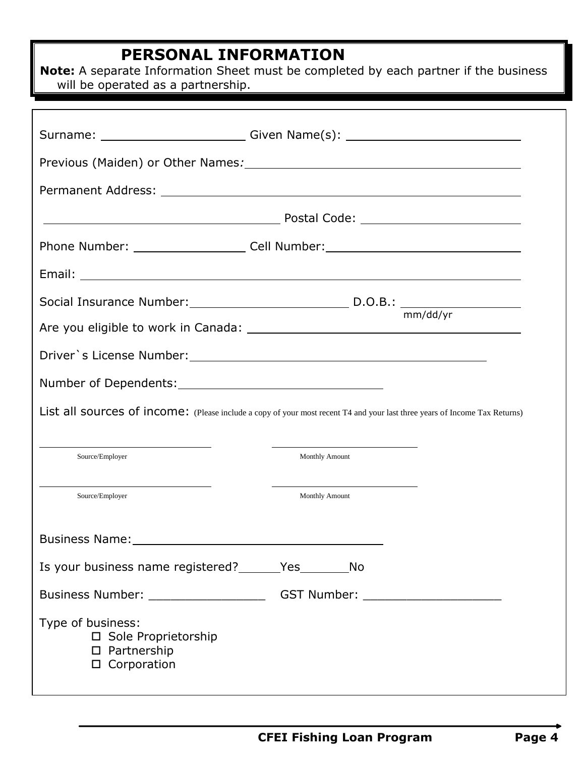## PERSONAL INFORMATION

**Note:** A separate Information Sheet must be completed by each partner if the business will be operated as a partnership.

Surname: ____________________ Given Name(s): ________________________

Previous (Maiden) or Other Names: ________________________________________

Permanent Address: ________________________________________________

__________________________________ Postal Code: ______________________

Phone Number: _______________ Cell Number: ____________________________

Email: ____________________________________________________________

Social Insurance Number: ______________________ D.O.B.: _________________
mm/dd/yr

Are you eligible to work in Canada: ______________________________________

Driver`s License Number: ___________________________________________

Number of Dependents: ____________________________

List all sources of income: (Please include a copy of your most recent T4 and your last three years of Income Tax Returns)

__________________________ __________________________
Source/Employer Monthly Amount

__________________________ __________________________
Source/Employer Monthly Amount

Business Name: ____________________________________

Is your business name registered? ______Yes_______No

Business Number: ________________ GST Number: ___________________

Type of business:

- ☐ Sole Proprietorship
- ☐ Partnership
- ☐ Corporation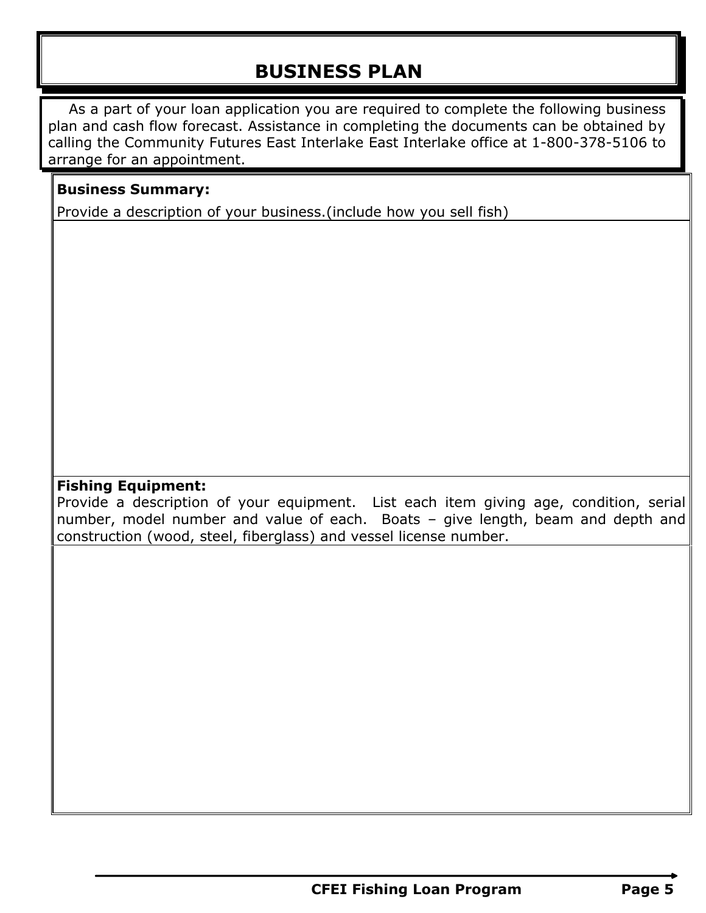# BUSINESS PLAN

As a part of your loan application you are required to complete the following business plan and cash flow forecast. Assistance in completing the documents can be obtained by calling the Community Futures East Interlake East Interlake office at 1-800-378-5106 to arrange for an appointment.

**Business Summary:**

Provide a description of your business.(include how you sell fish)

**Fishing Equipment:**

Provide a description of your equipment. List each item giving age, condition, serial number, model number and value of each. Boats – give length, beam and depth and construction (wood, steel, fiberglass) and vessel license number.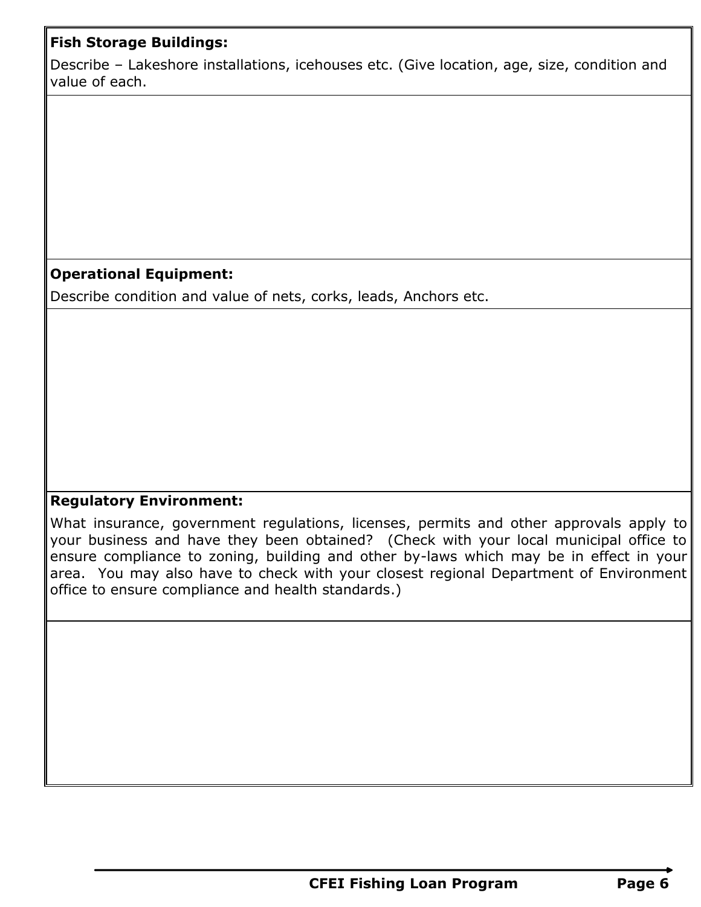**Fish Storage Buildings:**

Describe – Lakeshore installations, icehouses etc. (Give location, age, size, condition and value of each.

**Operational Equipment:**

Describe condition and value of nets, corks, leads, Anchors etc.

**Regulatory Environment:**

What insurance, government regulations, licenses, permits and other approvals apply to your business and have they been obtained? (Check with your local municipal office to ensure compliance to zoning, building and other by-laws which may be in effect in your area. You may also have to check with your closest regional Department of Environment office to ensure compliance and health standards.)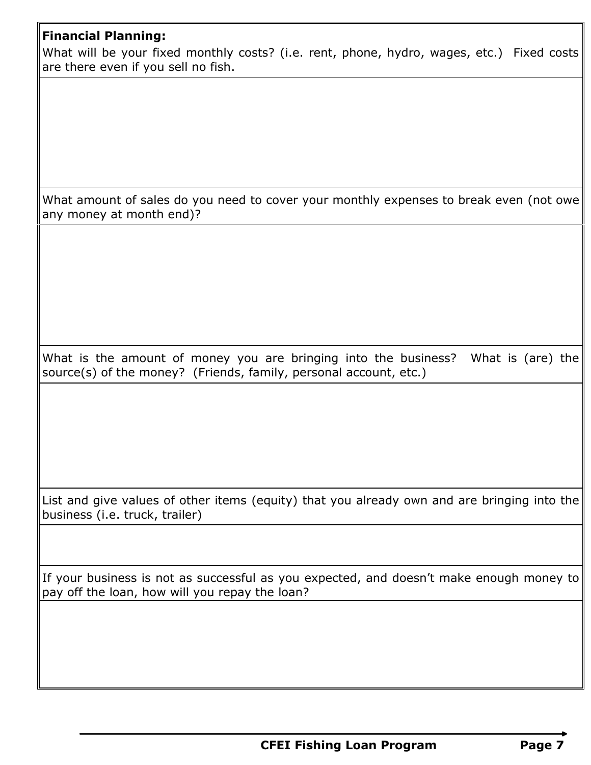**Financial Planning:**

What will be your fixed monthly costs? (i.e. rent, phone, hydro, wages, etc.) Fixed costs are there even if you sell no fish.

What amount of sales do you need to cover your monthly expenses to break even (not owe any money at month end)?

What is the amount of money you are bringing into the business? What is (are) the source(s) of the money? (Friends, family, personal account, etc.)

List and give values of other items (equity) that you already own and are bringing into the business (i.e. truck, trailer)

If your business is not as successful as you expected, and doesn't make enough money to pay off the loan, how will you repay the loan?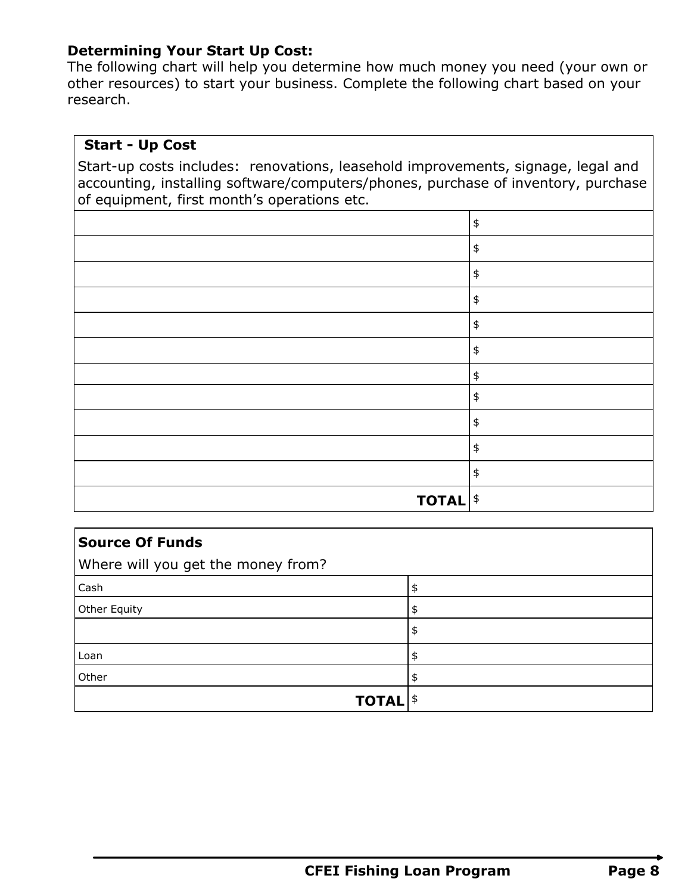**Determining Your Start Up Cost:**
The following chart will help you determine how much money you need (your own or other resources) to start your business. Complete the following chart based on your research.

| **Start - Up Cost**<br>Start-up costs includes: renovations, leasehold improvements, signage, legal and accounting, installing software/computers/phones, purchase of inventory, purchase of equipment, first month's operations etc. | |
|---|---|
| | $ |
| | $ |
| | $ |
| | $ |
| | $ |
| | $ |
| | $ |
| | $ |
| | $ |
| | $ |
| | $ |
| **TOTAL** | $ |

| **Source Of Funds**<br>Where will you get the money from? | |
|---|---|
| Cash | $ |
| Other Equity | $ |
| | $ |
| Loan | $ |
| Other | $ |
| **TOTAL** | $ |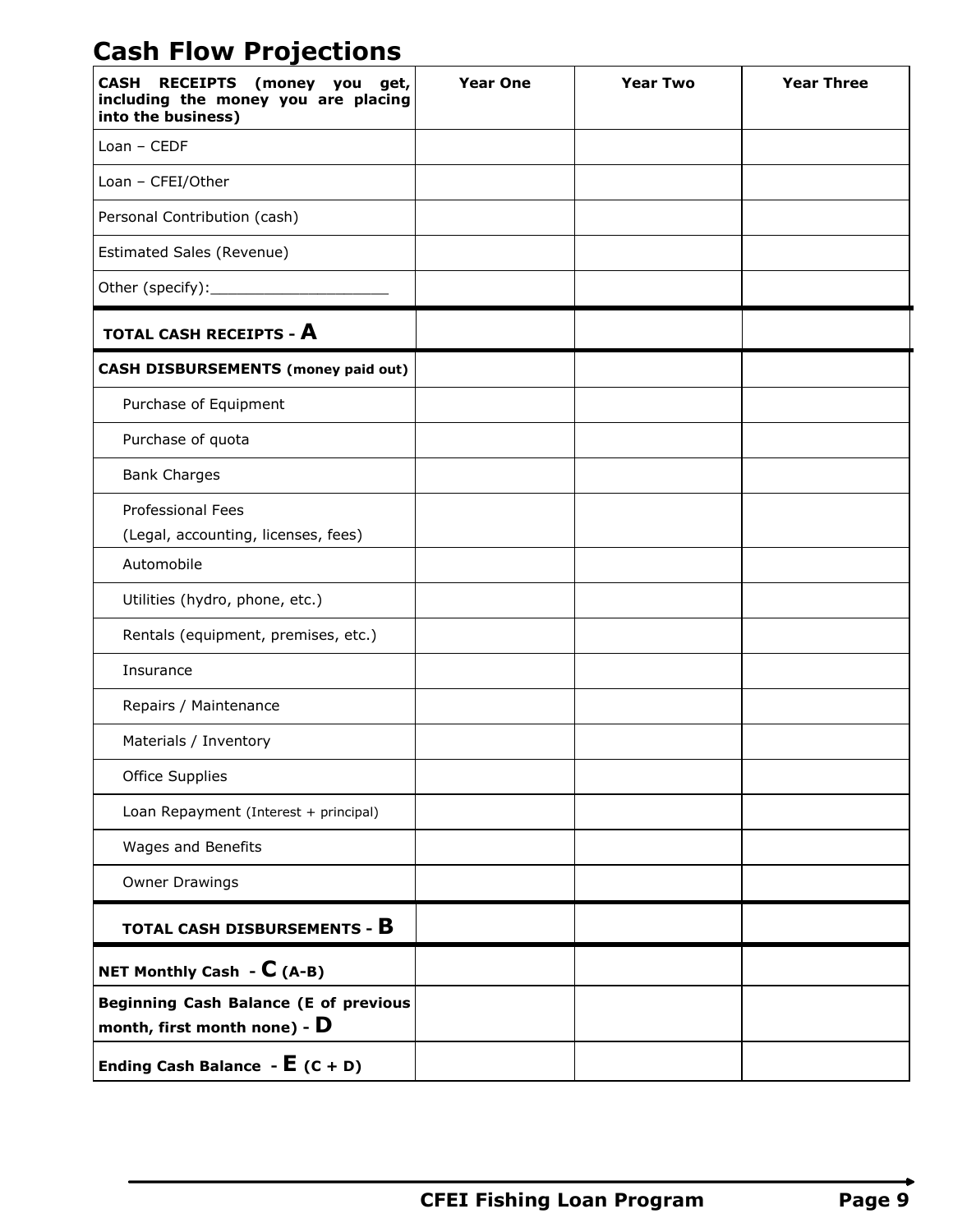# Cash Flow Projections

| **CASH RECEIPTS (money you get, including the money you are placing into the business)** | **Year One** | **Year Two** | **Year Three** |
|---|---|---|---|
| Loan – CEDF | | | |
| Loan – CFEI/Other | | | |
| Personal Contribution (cash) | | | |
| Estimated Sales (Revenue) | | | |
| Other (specify):____________________ | | | |
| **TOTAL CASH RECEIPTS - A** | | | |
| **CASH DISBURSEMENTS (money paid out)** | | | |
| Purchase of Equipment | | | |
| Purchase of quota | | | |
| Bank Charges | | | |
| Professional Fees (Legal, accounting, licenses, fees) | | | |
| Automobile | | | |
| Utilities (hydro, phone, etc.) | | | |
| Rentals (equipment, premises, etc.) | | | |
| Insurance | | | |
| Repairs / Maintenance | | | |
| Materials / Inventory | | | |
| Office Supplies | | | |
| Loan Repayment (Interest + principal) | | | |
| Wages and Benefits | | | |
| Owner Drawings | | | |
| **TOTAL CASH DISBURSEMENTS - B** | | | |
| **NET Monthly Cash - C (A-B)** | | | |
| **Beginning Cash Balance (E of previous month, first month none) - D** | | | |
| **Ending Cash Balance - E (C + D)** | | | |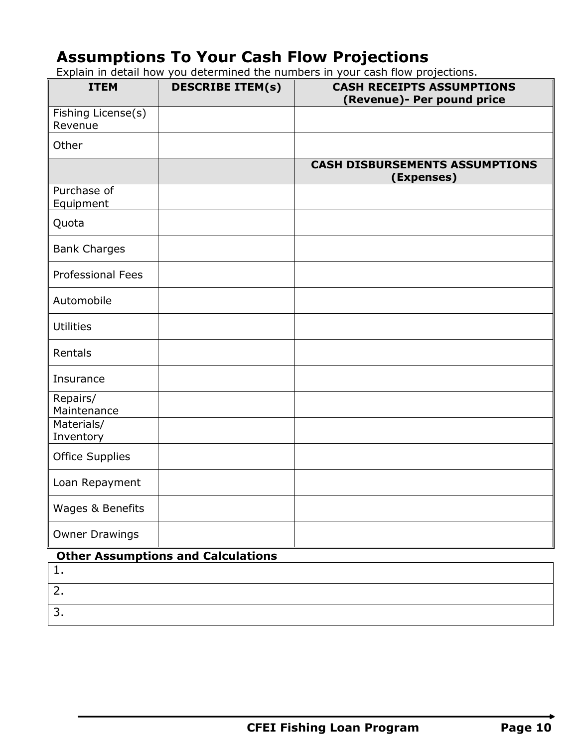# Assumptions To Your Cash Flow Projections

Explain in detail how you determined the numbers in your cash flow projections.

| ITEM | DESCRIBE ITEM(s) | CASH RECEIPTS ASSUMPTIONS (Revenue)- Per pound price |
|---|---|---|
| Fishing License(s) Revenue | | |
| Other | | |
| | | **CASH DISBURSEMENTS ASSUMPTIONS (Expenses)** |
| Purchase of Equipment | | |
| Quota | | |
| Bank Charges | | |
| Professional Fees | | |
| Automobile | | |
| Utilities | | |
| Rentals | | |
| Insurance | | |
| Repairs/ Maintenance | | |
| Materials/ Inventory | | |
| Office Supplies | | |
| Loan Repayment | | |
| Wages & Benefits | | |
| Owner Drawings | | |

**Other Assumptions and Calculations**

| |
|---|
| 1. |
| 2. |
| 3. |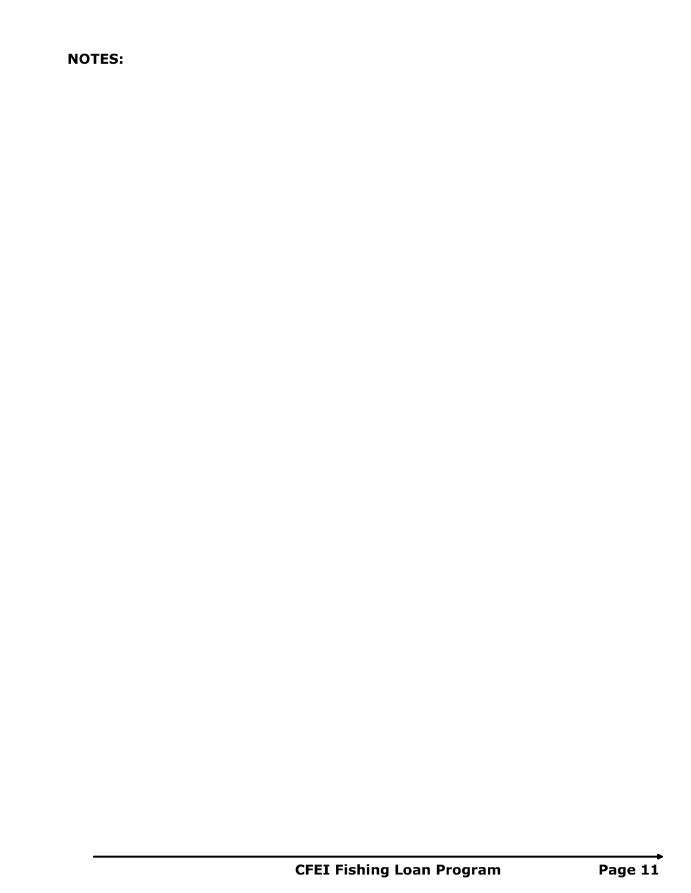**NOTES:**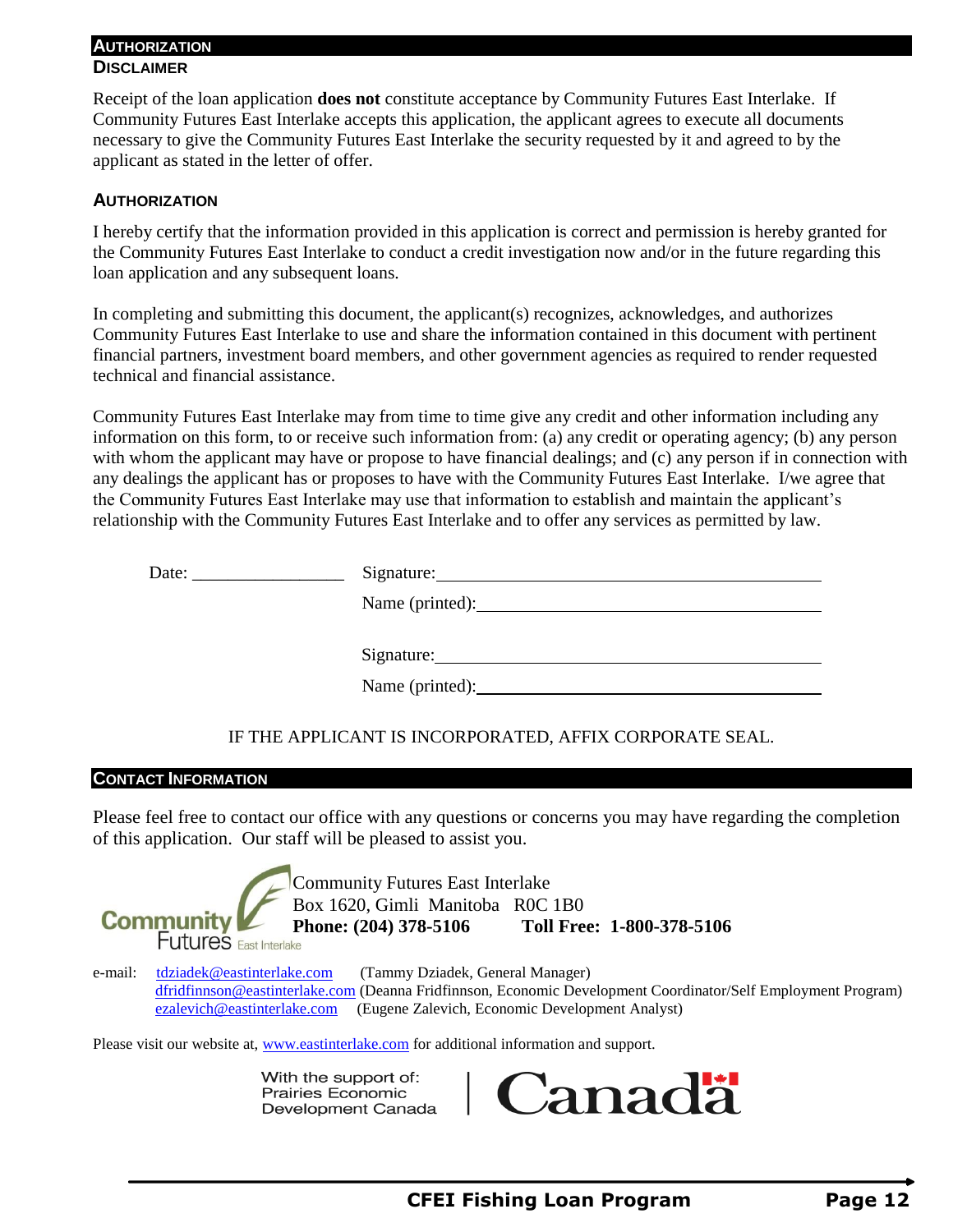## AUTHORIZATION

### DISCLAIMER

Receipt of the loan application **does not** constitute acceptance by Community Futures East Interlake. If Community Futures East Interlake accepts this application, the applicant agrees to execute all documents necessary to give the Community Futures East Interlake the security requested by it and agreed to by the applicant as stated in the letter of offer.

### AUTHORIZATION

I hereby certify that the information provided in this application is correct and permission is hereby granted for the Community Futures East Interlake to conduct a credit investigation now and/or in the future regarding this loan application and any subsequent loans.

In completing and submitting this document, the applicant(s) recognizes, acknowledges, and authorizes Community Futures East Interlake to use and share the information contained in this document with pertinent financial partners, investment board members, and other government agencies as required to render requested technical and financial assistance.

Community Futures East Interlake may from time to time give any credit and other information including any information on this form, to or receive such information from: (a) any credit or operating agency; (b) any person with whom the applicant may have or propose to have financial dealings; and (c) any person if in connection with any dealings the applicant has or proposes to have with the Community Futures East Interlake. I/we agree that the Community Futures East Interlake may use that information to establish and maintain the applicant's relationship with the Community Futures East Interlake and to offer any services as permitted by law.

Date: ________________ Signature: ________________________________

Name (printed): ________________________________

Signature: ________________________________

Name (printed): ________________________________

IF THE APPLICANT IS INCORPORATED, AFFIX CORPORATE SEAL.

## CONTACT INFORMATION

Please feel free to contact our office with any questions or concerns you may have regarding the completion of this application. Our staff will be pleased to assist you.

Community Futures East Interlake
Box 1620, Gimli Manitoba R0C 1B0
**Phone: (204) 378-5106 Toll Free: 1-800-378-5106**

e-mail: tdziadek@eastinterlake.com (Tammy Dziadek, General Manager)
dfridfinnson@eastinterlake.com (Deanna Fridfinnson, Economic Development Coordinator/Self Employment Program)
ezalevich@eastinterlake.com (Eugene Zalevich, Economic Development Analyst)

Please visit our website at, www.eastinterlake.com for additional information and support.

With the support of:
Prairies Economic
Development Canada

Canada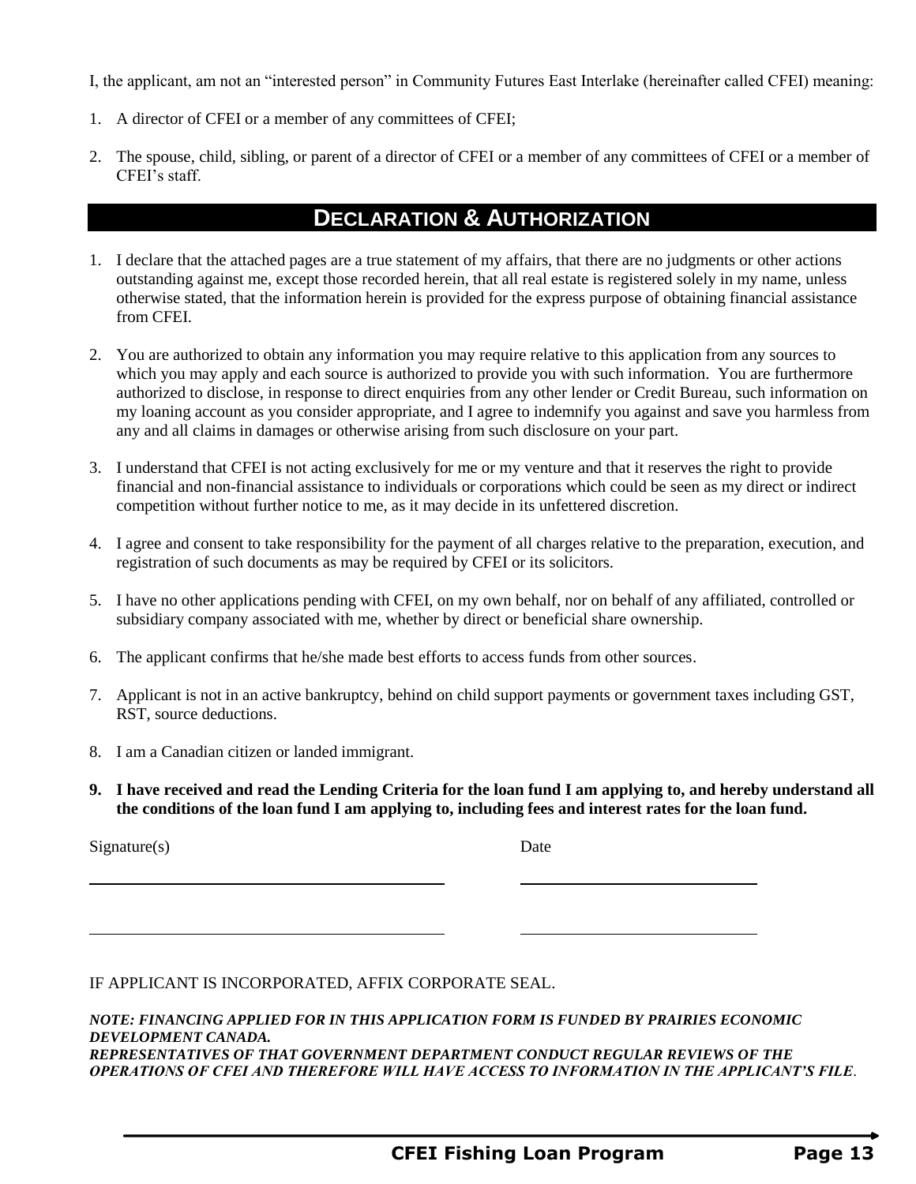I, the applicant, am not an "interested person" in Community Futures East Interlake (hereinafter called CFEI) meaning:

1. A director of CFEI or a member of any committees of CFEI;
2. The spouse, child, sibling, or parent of a director of CFEI or a member of any committees of CFEI or a member of CFEI's staff.

## DECLARATION & AUTHORIZATION

1. I declare that the attached pages are a true statement of my affairs, that there are no judgments or other actions outstanding against me, except those recorded herein, that all real estate is registered solely in my name, unless otherwise stated, that the information herein is provided for the express purpose of obtaining financial assistance from CFEI.
2. You are authorized to obtain any information you may require relative to this application from any sources to which you may apply and each source is authorized to provide you with such information. You are furthermore authorized to disclose, in response to direct enquiries from any other lender or Credit Bureau, such information on my loaning account as you consider appropriate, and I agree to indemnify you against and save you harmless from any and all claims in damages or otherwise arising from such disclosure on your part.
3. I understand that CFEI is not acting exclusively for me or my venture and that it reserves the right to provide financial and non-financial assistance to individuals or corporations which could be seen as my direct or indirect competition without further notice to me, as it may decide in its unfettered discretion.
4. I agree and consent to take responsibility for the payment of all charges relative to the preparation, execution, and registration of such documents as may be required by CFEI or its solicitors.
5. I have no other applications pending with CFEI, on my own behalf, nor on behalf of any affiliated, controlled or subsidiary company associated with me, whether by direct or beneficial share ownership.
6. The applicant confirms that he/she made best efforts to access funds from other sources.
7. Applicant is not in an active bankruptcy, behind on child support payments or government taxes including GST, RST, source deductions.
8. I am a Canadian citizen or landed immigrant.
9. **I have received and read the Lending Criteria for the loan fund I am applying to, and hereby understand all the conditions of the loan fund I am applying to, including fees and interest rates for the loan fund.**

| Signature(s) | Date |
|---|---|
| | |
| | |

IF APPLICANT IS INCORPORATED, AFFIX CORPORATE SEAL.

***NOTE: FINANCING APPLIED FOR IN THIS APPLICATION FORM IS FUNDED BY PRAIRIES ECONOMIC DEVELOPMENT CANADA.***
***REPRESENTATIVES OF THAT GOVERNMENT DEPARTMENT CONDUCT REGULAR REVIEWS OF THE OPERATIONS OF CFEI AND THEREFORE WILL HAVE ACCESS TO INFORMATION IN THE APPLICANT'S FILE.***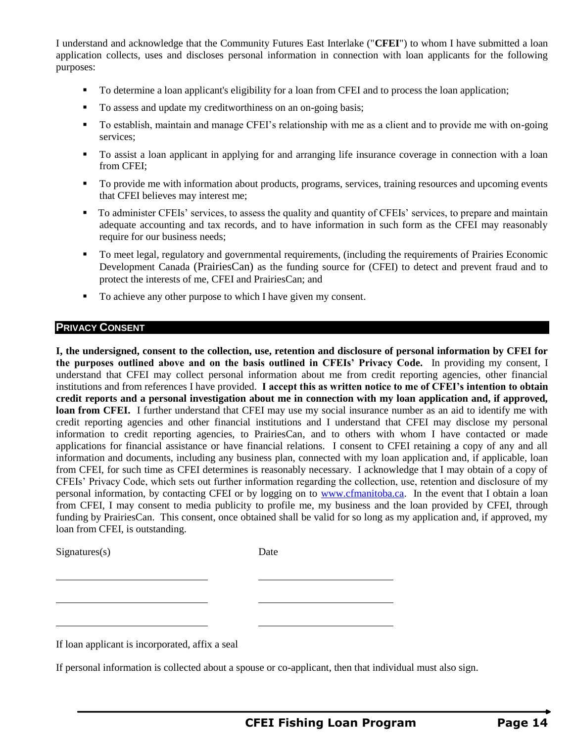I understand and acknowledge that the Community Futures East Interlake ("**CFEI**") to whom I have submitted a loan application collects, uses and discloses personal information in connection with loan applicants for the following purposes:

- To determine a loan applicant's eligibility for a loan from CFEI and to process the loan application;
- To assess and update my creditworthiness on an on-going basis;
- To establish, maintain and manage CFEI's relationship with me as a client and to provide me with on-going services;
- To assist a loan applicant in applying for and arranging life insurance coverage in connection with a loan from CFEI;
- To provide me with information about products, programs, services, training resources and upcoming events that CFEI believes may interest me;
- To administer CFEIs' services, to assess the quality and quantity of CFEIs' services, to prepare and maintain adequate accounting and tax records, and to have information in such form as the CFEI may reasonably require for our business needs;
- To meet legal, regulatory and governmental requirements, (including the requirements of Prairies Economic Development Canada (PrairiesCan) as the funding source for (CFEI) to detect and prevent fraud and to protect the interests of me, CFEI and PrairiesCan; and
- To achieve any other purpose to which I have given my consent.

## PRIVACY CONSENT

**I, the undersigned, consent to the collection, use, retention and disclosure of personal information by CFEI for the purposes outlined above and on the basis outlined in CFEIs' Privacy Code.** In providing my consent, I understand that CFEI may collect personal information about me from credit reporting agencies, other financial institutions and from references I have provided. **I accept this as written notice to me of CFEI's intention to obtain credit reports and a personal investigation about me in connection with my loan application and, if approved, loan from CFEI.** I further understand that CFEI may use my social insurance number as an aid to identify me with credit reporting agencies and other financial institutions and I understand that CFEI may disclose my personal information to credit reporting agencies, to PrairiesCan, and to others with whom I have contacted or made applications for financial assistance or have financial relations. I consent to CFEI retaining a copy of any and all information and documents, including any business plan, connected with my loan application and, if applicable, loan from CFEI, for such time as CFEI determines is reasonably necessary. I acknowledge that I may obtain of a copy of CFEIs' Privacy Code, which sets out further information regarding the collection, use, retention and disclosure of my personal information, by contacting CFEI or by logging on to www.cfmanitoba.ca. In the event that I obtain a loan from CFEI, I may consent to media publicity to profile me, my business and the loan provided by CFEI, through funding by PrairiesCan. This consent, once obtained shall be valid for so long as my application and, if approved, my loan from CFEI, is outstanding.

| Signatures(s) | Date |
|---|---|
| ______________________ | ______________________ |
| ______________________ | ______________________ |
| ______________________ | ______________________ |

If loan applicant is incorporated, affix a seal

If personal information is collected about a spouse or co-applicant, then that individual must also sign.